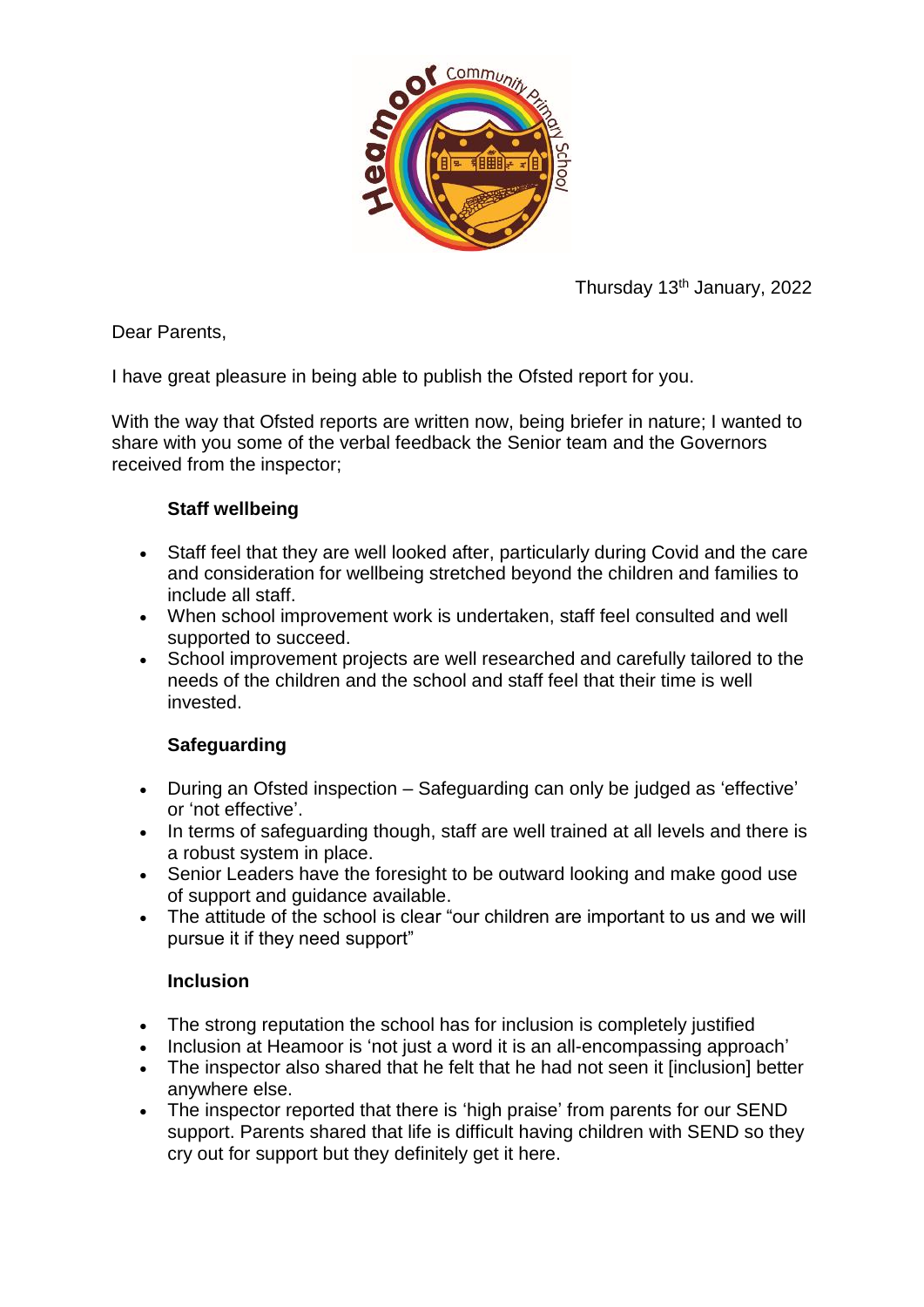Thursday 13th January, 2022

Dear Parents,

I have great pleasure in being able to publish the Ofsted report for you.

With the way that Ofsted reports are written now, being briefer in nature; I wanted to share with you some of the verbal feedback the Senior team and the Governors received from the inspector;

**Staff wellbeing**

- Staff feel that they are well looked after, particularly during Covid and the care and consideration for wellbeing stretched beyond the children and families to include all staff.
- When school improvement work is undertaken, staff feel consulted and well supported to succeed.
- School improvement projects are well researched and carefully tailored to the needs of the children and the school and staff feel that their time is well invested.

**Safeguarding**

- During an Ofsted inspection – Safeguarding can only be judged as 'effective' or 'not effective'.
- In terms of safeguarding though, staff are well trained at all levels and there is a robust system in place.
- Senior Leaders have the foresight to be outward looking and make good use of support and guidance available.
- The attitude of the school is clear "our children are important to us and we will pursue it if they need support"

**Inclusion**

- The strong reputation the school has for inclusion is completely justified
- Inclusion at Heamoor is 'not just a word it is an all-encompassing approach'
- The inspector also shared that he felt that he had not seen it [inclusion] better anywhere else.
- The inspector reported that there is 'high praise' from parents for our SEND support. Parents shared that life is difficult having children with SEND so they cry out for support but they definitely get it here.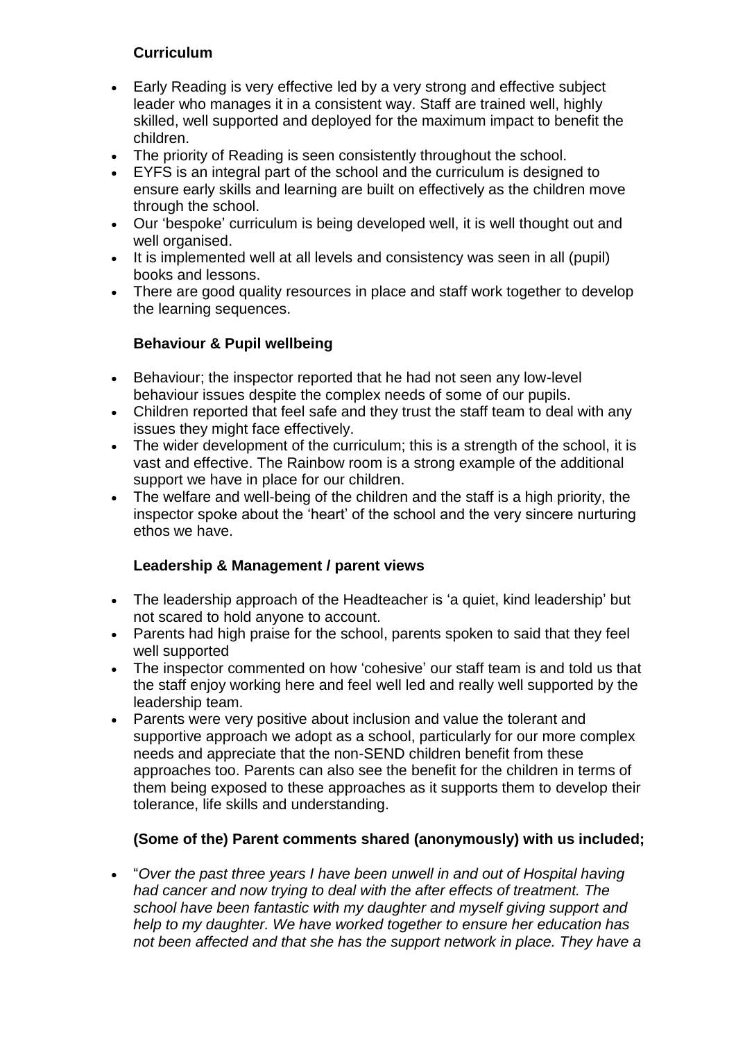**Curriculum**

- Early Reading is very effective led by a very strong and effective subject leader who manages it in a consistent way. Staff are trained well, highly skilled, well supported and deployed for the maximum impact to benefit the children.
- The priority of Reading is seen consistently throughout the school.
- EYFS is an integral part of the school and the curriculum is designed to ensure early skills and learning are built on effectively as the children move through the school.
- Our 'bespoke' curriculum is being developed well, it is well thought out and well organised.
- It is implemented well at all levels and consistency was seen in all (pupil) books and lessons.
- There are good quality resources in place and staff work together to develop the learning sequences.

**Behaviour & Pupil wellbeing**

- Behaviour; the inspector reported that he had not seen any low-level behaviour issues despite the complex needs of some of our pupils.
- Children reported that feel safe and they trust the staff team to deal with any issues they might face effectively.
- The wider development of the curriculum; this is a strength of the school, it is vast and effective. The Rainbow room is a strong example of the additional support we have in place for our children.
- The welfare and well-being of the children and the staff is a high priority, the inspector spoke about the 'heart' of the school and the very sincere nurturing ethos we have.

**Leadership & Management / parent views**

- The leadership approach of the Headteacher is 'a quiet, kind leadership' but not scared to hold anyone to account.
- Parents had high praise for the school, parents spoken to said that they feel well supported
- The inspector commented on how 'cohesive' our staff team is and told us that the staff enjoy working here and feel well led and really well supported by the leadership team.
- Parents were very positive about inclusion and value the tolerant and supportive approach we adopt as a school, particularly for our more complex needs and appreciate that the non-SEND children benefit from these approaches too. Parents can also see the benefit for the children in terms of them being exposed to these approaches as it supports them to develop their tolerance, life skills and understanding.

**(Some of the) Parent comments shared (anonymously) with us included;**

- "*Over the past three years I have been unwell in and out of Hospital having had cancer and now trying to deal with the after effects of treatment. The school have been fantastic with my daughter and myself giving support and help to my daughter. We have worked together to ensure her education has not been affected and that she has the support network in place. They have a*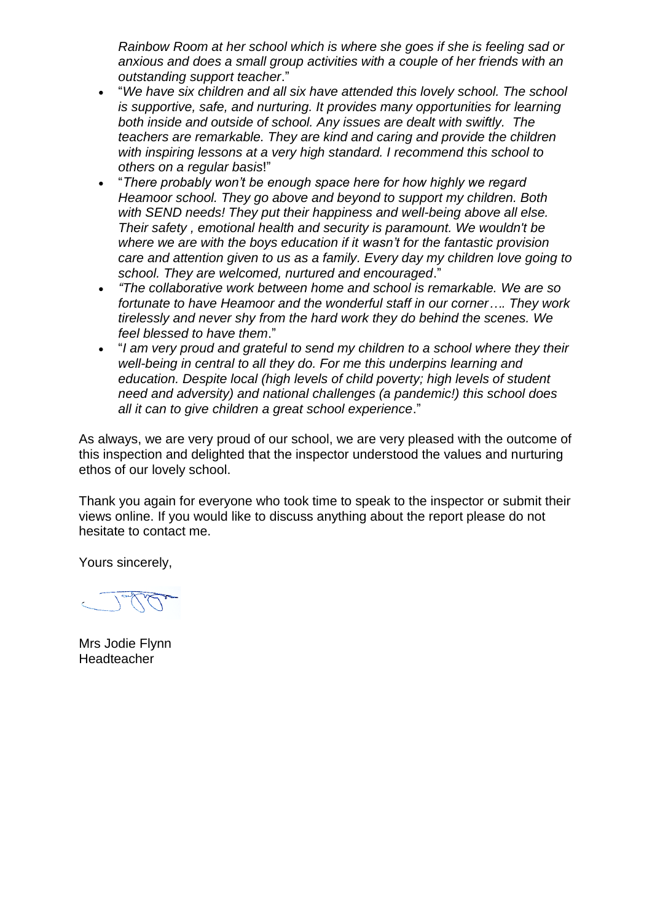*Rainbow Room at her school which is where she goes if she is feeling sad or anxious and does a small group activities with a couple of her friends with an outstanding support teacher*."

- "*We have six children and all six have attended this lovely school. The school is supportive, safe, and nurturing. It provides many opportunities for learning both inside and outside of school. Any issues are dealt with swiftly. The teachers are remarkable. They are kind and caring and provide the children with inspiring lessons at a very high standard. I recommend this school to others on a regular basis*!"
- "*There probably won't be enough space here for how highly we regard Heamoor school. They go above and beyond to support my children. Both with SEND needs! They put their happiness and well-being above all else. Their safety , emotional health and security is paramount. We wouldn't be where we are with the boys education if it wasn't for the fantastic provision care and attention given to us as a family. Every day my children love going to school. They are welcomed, nurtured and encouraged*."
- *"The collaborative work between home and school is remarkable. We are so fortunate to have Heamoor and the wonderful staff in our corner…. They work tirelessly and never shy from the hard work they do behind the scenes. We feel blessed to have them*."
- "*I am very proud and grateful to send my children to a school where they their well-being in central to all they do. For me this underpins learning and education. Despite local (high levels of child poverty; high levels of student need and adversity) and national challenges (a pandemic!) this school does all it can to give children a great school experience*."

As always, we are very proud of our school, we are very pleased with the outcome of this inspection and delighted that the inspector understood the values and nurturing ethos of our lovely school.

Thank you again for everyone who took time to speak to the inspector or submit their views online. If you would like to discuss anything about the report please do not hesitate to contact me.

Yours sincerely,

Mrs Jodie Flynn
Headteacher